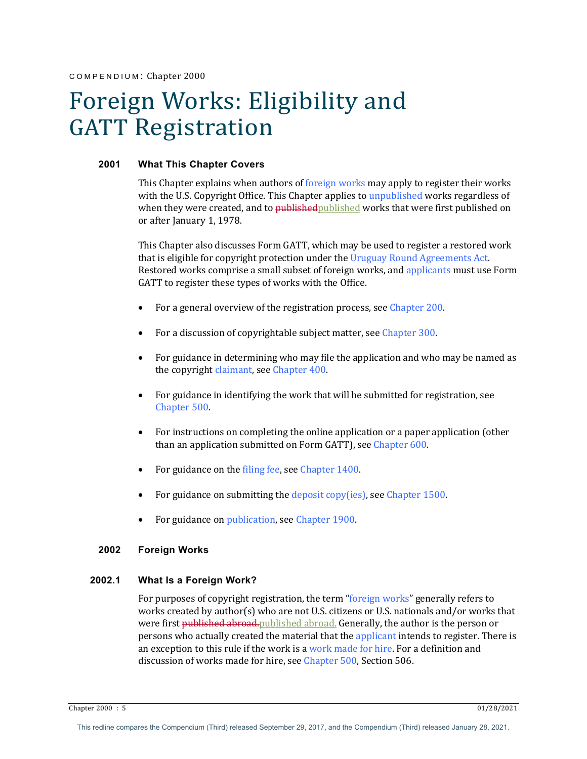COMPENDIUM: Chapter 2000

# Foreign Works: Eligibility and GATT Registration

## 2001 What This Chapter Covers

This Chapter explains when authors of foreign works may apply to register their works with the U.S. Copyright Office. This Chapter applies to unpublished works regardless of when they were created, and to ~~published~~published works that were first published on or after January 1, 1978.

This Chapter also discusses Form GATT, which may be used to register a restored work that is eligible for copyright protection under the Uruguay Round Agreements Act. Restored works comprise a small subset of foreign works, and applicants must use Form GATT to register these types of works with the Office.

- For a general overview of the registration process, see Chapter 200.
- For a discussion of copyrightable subject matter, see Chapter 300.
- For guidance in determining who may file the application and who may be named as the copyright claimant, see Chapter 400.
- For guidance in identifying the work that will be submitted for registration, see Chapter 500.
- For instructions on completing the online application or a paper application (other than an application submitted on Form GATT), see Chapter 600.
- For guidance on the filing fee, see Chapter 1400.
- For guidance on submitting the deposit copy(ies), see Chapter 1500.
- For guidance on publication, see Chapter 1900.

## 2002 Foreign Works

### 2002.1 What Is a Foreign Work?

For purposes of copyright registration, the term "foreign works" generally refers to works created by author(s) who are not U.S. citizens or U.S. nationals and/or works that were first ~~published abroad.~~published abroad. Generally, the author is the person or persons who actually created the material that the applicant intends to register. There is an exception to this rule if the work is a work made for hire. For a definition and discussion of works made for hire, see Chapter 500, Section 506.

This redline compares the Compendium (Third) released September 29, 2017, and the Compendium (Third) released January 28, 2021.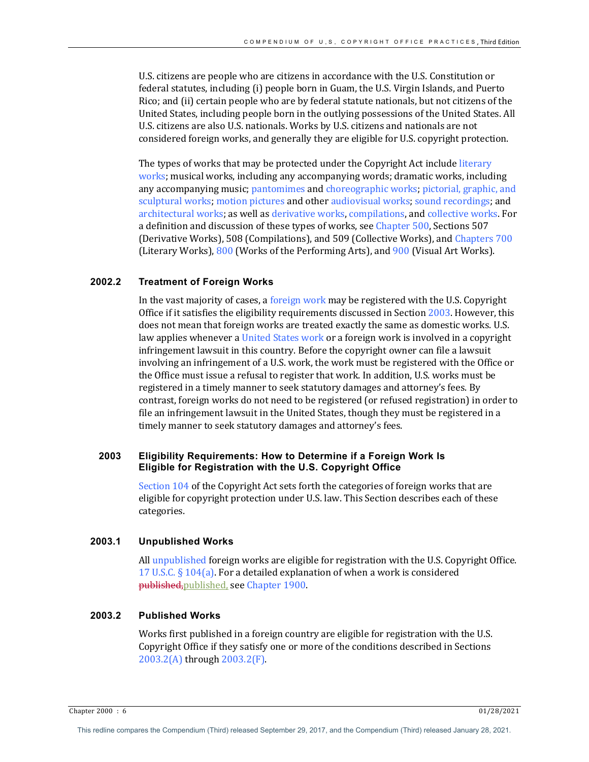U.S. citizens are people who are citizens in accordance with the U.S. Constitution or federal statutes, including (i) people born in Guam, the U.S. Virgin Islands, and Puerto Rico; and (ii) certain people who are by federal statute nationals, but not citizens of the United States, including people born in the outlying possessions of the United States. All U.S. citizens are also U.S. nationals. Works by U.S. citizens and nationals are not considered foreign works, and generally they are eligible for U.S. copyright protection.

The types of works that may be protected under the Copyright Act include literary works; musical works, including any accompanying words; dramatic works, including any accompanying music; pantomimes and choreographic works; pictorial, graphic, and sculptural works; motion pictures and other audiovisual works; sound recordings; and architectural works; as well as derivative works, compilations, and collective works. For a definition and discussion of these types of works, see Chapter 500, Sections 507 (Derivative Works), 508 (Compilations), and 509 (Collective Works), and Chapters 700 (Literary Works), 800 (Works of the Performing Arts), and 900 (Visual Art Works).

### 2002.2 Treatment of Foreign Works

In the vast majority of cases, a foreign work may be registered with the U.S. Copyright Office if it satisfies the eligibility requirements discussed in Section 2003. However, this does not mean that foreign works are treated exactly the same as domestic works. U.S. law applies whenever a United States work or a foreign work is involved in a copyright infringement lawsuit in this country. Before the copyright owner can file a lawsuit involving an infringement of a U.S. work, the work must be registered with the Office or the Office must issue a refusal to register that work. In addition, U.S. works must be registered in a timely manner to seek statutory damages and attorney's fees. By contrast, foreign works do not need to be registered (or refused registration) in order to file an infringement lawsuit in the United States, though they must be registered in a timely manner to seek statutory damages and attorney's fees.

## 2003 Eligibility Requirements: How to Determine if a Foreign Work Is Eligible for Registration with the U.S. Copyright Office

Section 104 of the Copyright Act sets forth the categories of foreign works that are eligible for copyright protection under U.S. law. This Section describes each of these categories.

### 2003.1 Unpublished Works

All unpublished foreign works are eligible for registration with the U.S. Copyright Office. 17 U.S.C. § 104(a). For a detailed explanation of when a work is considered ~~published,~~published, see Chapter 1900.

### 2003.2 Published Works

Works first published in a foreign country are eligible for registration with the U.S. Copyright Office if they satisfy one or more of the conditions described in Sections 2003.2(A) through 2003.2(F).

This redline compares the Compendium (Third) released September 29, 2017, and the Compendium (Third) released January 28, 2021.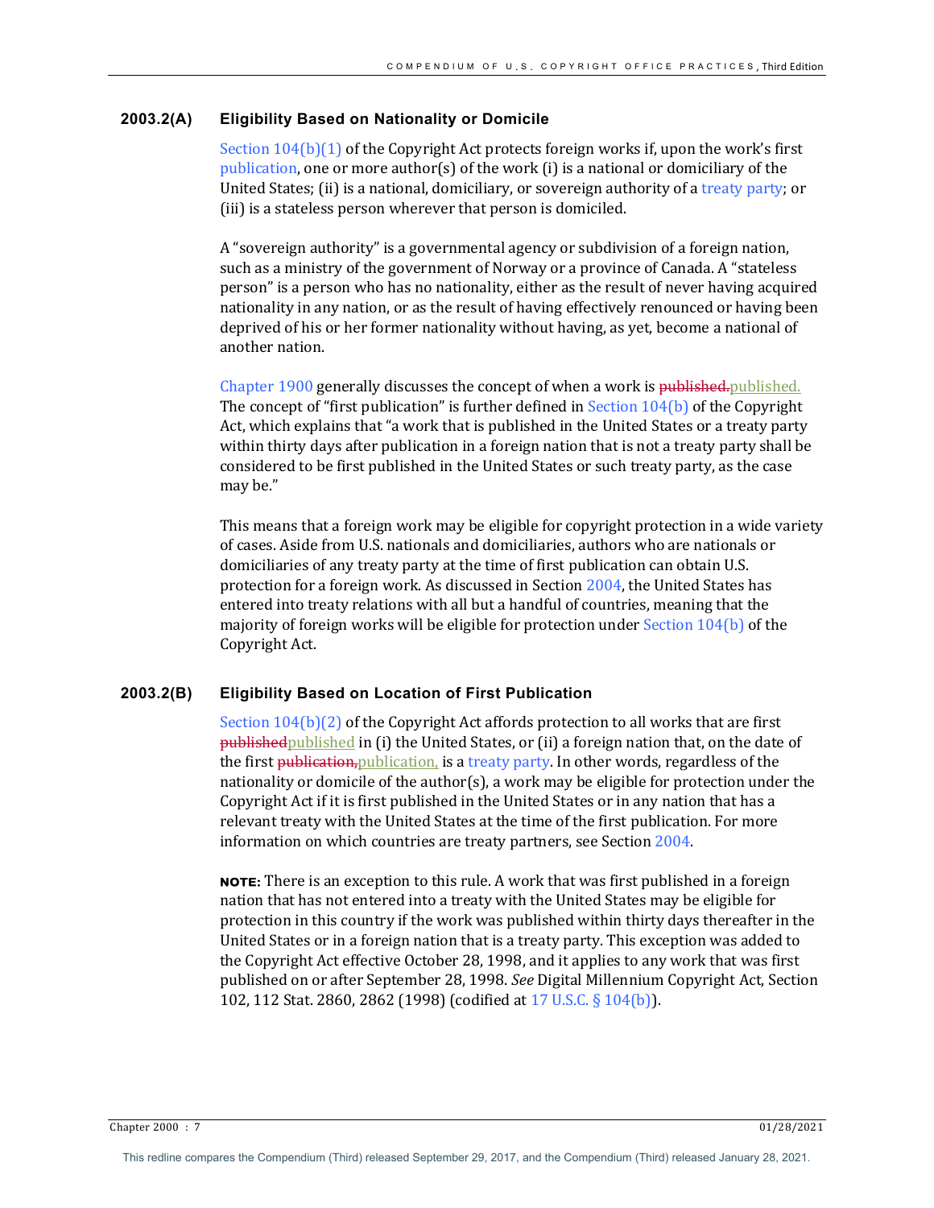### 2003.2(A) Eligibility Based on Nationality or Domicile

Section 104(b)(1) of the Copyright Act protects foreign works if, upon the work's first publication, one or more author(s) of the work (i) is a national or domiciliary of the United States; (ii) is a national, domiciliary, or sovereign authority of a treaty party; or (iii) is a stateless person wherever that person is domiciled.

A "sovereign authority" is a governmental agency or subdivision of a foreign nation, such as a ministry of the government of Norway or a province of Canada. A "stateless person" is a person who has no nationality, either as the result of never having acquired nationality in any nation, or as the result of having effectively renounced or having been deprived of his or her former nationality without having, as yet, become a national of another nation.

Chapter 1900 generally discusses the concept of when a work is ~~published.~~published. The concept of "first publication" is further defined in Section 104(b) of the Copyright Act, which explains that "a work that is published in the United States or a treaty party within thirty days after publication in a foreign nation that is not a treaty party shall be considered to be first published in the United States or such treaty party, as the case may be."

This means that a foreign work may be eligible for copyright protection in a wide variety of cases. Aside from U.S. nationals and domiciliaries, authors who are nationals or domiciliaries of any treaty party at the time of first publication can obtain U.S. protection for a foreign work. As discussed in Section 2004, the United States has entered into treaty relations with all but a handful of countries, meaning that the majority of foreign works will be eligible for protection under Section 104(b) of the Copyright Act.

### 2003.2(B) Eligibility Based on Location of First Publication

Section 104(b)(2) of the Copyright Act affords protection to all works that are first ~~published~~published in (i) the United States, or (ii) a foreign nation that, on the date of the first ~~publication,~~publication, is a treaty party. In other words, regardless of the nationality or domicile of the author(s), a work may be eligible for protection under the Copyright Act if it is first published in the United States or in any nation that has a relevant treaty with the United States at the time of the first publication. For more information on which countries are treaty partners, see Section 2004.

**NOTE:** There is an exception to this rule. A work that was first published in a foreign nation that has not entered into a treaty with the United States may be eligible for protection in this country if the work was published within thirty days thereafter in the United States or in a foreign nation that is a treaty party. This exception was added to the Copyright Act effective October 28, 1998, and it applies to any work that was first published on or after September 28, 1998. *See* Digital Millennium Copyright Act, Section 102, 112 Stat. 2860, 2862 (1998) (codified at 17 U.S.C. § 104(b)).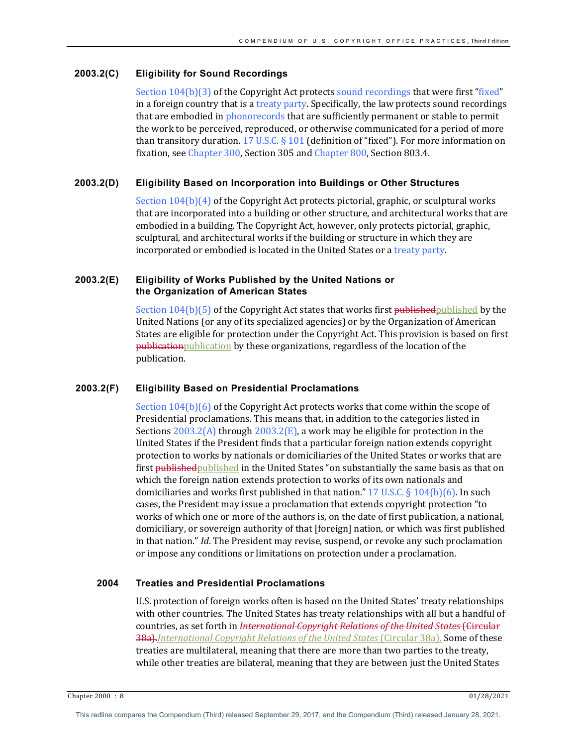### 2003.2(C) Eligibility for Sound Recordings

Section 104(b)(3) of the Copyright Act protects sound recordings that were first "fixed" in a foreign country that is a treaty party. Specifically, the law protects sound recordings that are embodied in phonorecords that are sufficiently permanent or stable to permit the work to be perceived, reproduced, or otherwise communicated for a period of more than transitory duration. 17 U.S.C. § 101 (definition of "fixed"). For more information on fixation, see Chapter 300, Section 305 and Chapter 800, Section 803.4.

### 2003.2(D) Eligibility Based on Incorporation into Buildings or Other Structures

Section 104(b)(4) of the Copyright Act protects pictorial, graphic, or sculptural works that are incorporated into a building or other structure, and architectural works that are embodied in a building. The Copyright Act, however, only protects pictorial, graphic, sculptural, and architectural works if the building or structure in which they are incorporated or embodied is located in the United States or a treaty party.

### 2003.2(E) Eligibility of Works Published by the United Nations or the Organization of American States

Section 104(b)(5) of the Copyright Act states that works first ~~published~~published by the United Nations (or any of its specialized agencies) or by the Organization of American States are eligible for protection under the Copyright Act. This provision is based on first ~~publication~~publication by these organizations, regardless of the location of the publication.

### 2003.2(F) Eligibility Based on Presidential Proclamations

Section 104(b)(6) of the Copyright Act protects works that come within the scope of Presidential proclamations. This means that, in addition to the categories listed in Sections 2003.2(A) through 2003.2(E), a work may be eligible for protection in the United States if the President finds that a particular foreign nation extends copyright protection to works by nationals or domiciliaries of the United States or works that are first ~~published~~published in the United States "on substantially the same basis as that on which the foreign nation extends protection to works of its own nationals and domiciliaries and works first published in that nation." 17 U.S.C. § 104(b)(6). In such cases, the President may issue a proclamation that extends copyright protection "to works of which one or more of the authors is, on the date of first publication, a national, domiciliary, or sovereign authority of that [foreign] nation, or which was first published in that nation." *Id*. The President may revise, suspend, or revoke any such proclamation or impose any conditions or limitations on protection under a proclamation.

## 2004 Treaties and Presidential Proclamations

U.S. protection of foreign works often is based on the United States' treaty relationships with other countries. The United States has treaty relationships with all but a handful of countries, as set forth in ~~*International Copyright Relations of the United States* (Circular 38a).~~*International Copyright Relations of the United States* (Circular 38a). Some of these treaties are multilateral, meaning that there are more than two parties to the treaty, while other treaties are bilateral, meaning that they are between just the United States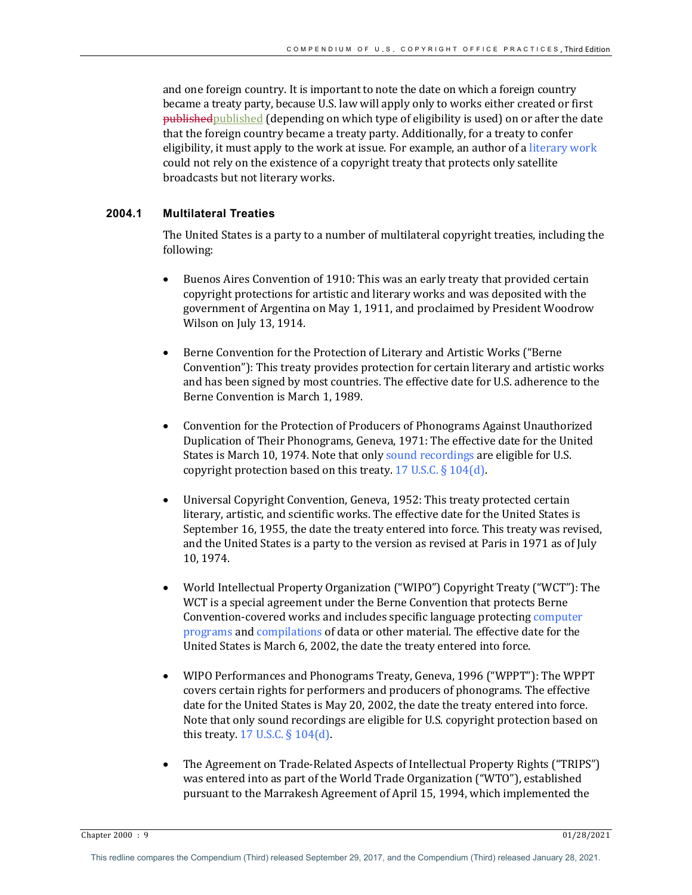and one foreign country. It is important to note the date on which a foreign country became a treaty party, because U.S. law will apply only to works either created or first ~~published~~published (depending on which type of eligibility is used) on or after the date that the foreign country became a treaty party. Additionally, for a treaty to confer eligibility, it must apply to the work at issue. For example, an author of a literary work could not rely on the existence of a copyright treaty that protects only satellite broadcasts but not literary works.

### 2004.1 Multilateral Treaties

The United States is a party to a number of multilateral copyright treaties, including the following:

- Buenos Aires Convention of 1910: This was an early treaty that provided certain copyright protections for artistic and literary works and was deposited with the government of Argentina on May 1, 1911, and proclaimed by President Woodrow Wilson on July 13, 1914.

- Berne Convention for the Protection of Literary and Artistic Works ("Berne Convention"): This treaty provides protection for certain literary and artistic works and has been signed by most countries. The effective date for U.S. adherence to the Berne Convention is March 1, 1989.

- Convention for the Protection of Producers of Phonograms Against Unauthorized Duplication of Their Phonograms, Geneva, 1971: The effective date for the United States is March 10, 1974. Note that only sound recordings are eligible for U.S. copyright protection based on this treaty. 17 U.S.C. § 104(d).

- Universal Copyright Convention, Geneva, 1952: This treaty protected certain literary, artistic, and scientific works. The effective date for the United States is September 16, 1955, the date the treaty entered into force. This treaty was revised, and the United States is a party to the version as revised at Paris in 1971 as of July 10, 1974.

- World Intellectual Property Organization ("WIPO") Copyright Treaty ("WCT"): The WCT is a special agreement under the Berne Convention that protects Berne Convention-covered works and includes specific language protecting computer programs and compilations of data or other material. The effective date for the United States is March 6, 2002, the date the treaty entered into force.

- WIPO Performances and Phonograms Treaty, Geneva, 1996 ("WPPT"): The WPPT covers certain rights for performers and producers of phonograms. The effective date for the United States is May 20, 2002, the date the treaty entered into force. Note that only sound recordings are eligible for U.S. copyright protection based on this treaty. 17 U.S.C. § 104(d).

- The Agreement on Trade-Related Aspects of Intellectual Property Rights ("TRIPS") was entered into as part of the World Trade Organization ("WTO"), established pursuant to the Marrakesh Agreement of April 15, 1994, which implemented the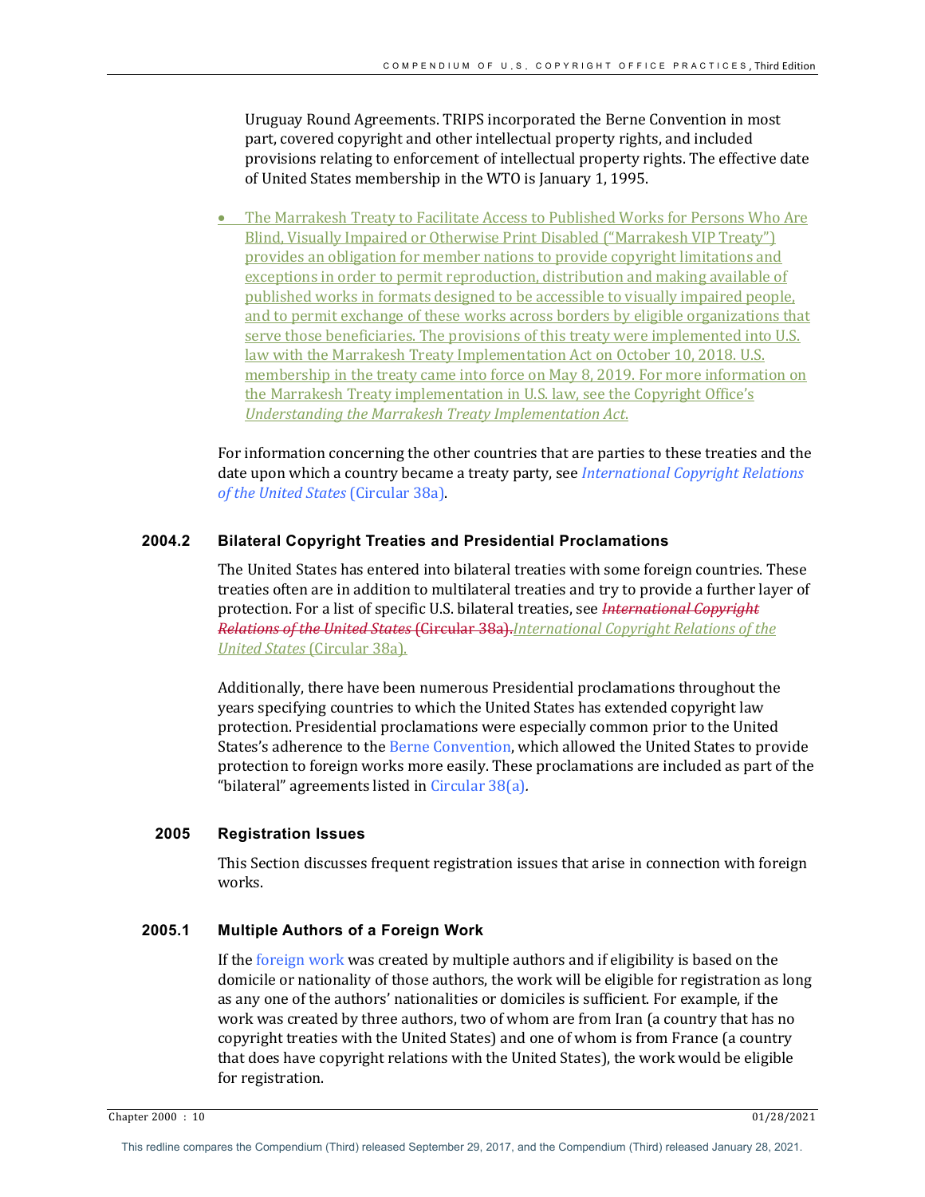Uruguay Round Agreements. TRIPS incorporated the Berne Convention in most part, covered copyright and other intellectual property rights, and included provisions relating to enforcement of intellectual property rights. The effective date of United States membership in the WTO is January 1, 1995.

- The Marrakesh Treaty to Facilitate Access to Published Works for Persons Who Are Blind, Visually Impaired or Otherwise Print Disabled ("Marrakesh VIP Treaty") provides an obligation for member nations to provide copyright limitations and exceptions in order to permit reproduction, distribution and making available of published works in formats designed to be accessible to visually impaired people, and to permit exchange of these works across borders by eligible organizations that serve those beneficiaries. The provisions of this treaty were implemented into U.S. law with the Marrakesh Treaty Implementation Act on October 10, 2018. U.S. membership in the treaty came into force on May 8, 2019. For more information on the Marrakesh Treaty implementation in U.S. law, see the Copyright Office's *Understanding the Marrakesh Treaty Implementation Act.*

For information concerning the other countries that are parties to these treaties and the date upon which a country became a treaty party, see *International Copyright Relations of the United States* (Circular 38a).

### 2004.2 Bilateral Copyright Treaties and Presidential Proclamations

The United States has entered into bilateral treaties with some foreign countries. These treaties often are in addition to multilateral treaties and try to provide a further layer of protection. For a list of specific U.S. bilateral treaties, see ~~*International Copyright Relations of the United States* (Circular 38a).~~*International Copyright Relations of the United States* (Circular 38a).

Additionally, there have been numerous Presidential proclamations throughout the years specifying countries to which the United States has extended copyright law protection. Presidential proclamations were especially common prior to the United States's adherence to the Berne Convention, which allowed the United States to provide protection to foreign works more easily. These proclamations are included as part of the "bilateral" agreements listed in Circular 38(a).

## 2005 Registration Issues

This Section discusses frequent registration issues that arise in connection with foreign works.

### 2005.1 Multiple Authors of a Foreign Work

If the foreign work was created by multiple authors and if eligibility is based on the domicile or nationality of those authors, the work will be eligible for registration as long as any one of the authors' nationalities or domiciles is sufficient. For example, if the work was created by three authors, two of whom are from Iran (a country that has no copyright treaties with the United States) and one of whom is from France (a country that does have copyright relations with the United States), the work would be eligible for registration.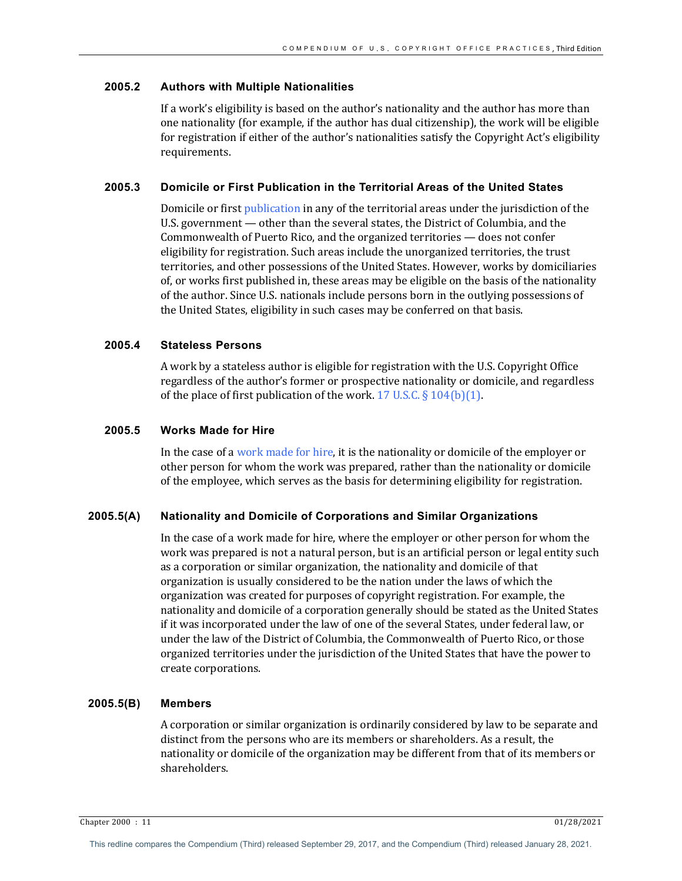### 2005.2 Authors with Multiple Nationalities

If a work's eligibility is based on the author's nationality and the author has more than one nationality (for example, if the author has dual citizenship), the work will be eligible for registration if either of the author's nationalities satisfy the Copyright Act's eligibility requirements.

### 2005.3 Domicile or First Publication in the Territorial Areas of the United States

Domicile or first publication in any of the territorial areas under the jurisdiction of the U.S. government — other than the several states, the District of Columbia, and the Commonwealth of Puerto Rico, and the organized territories — does not confer eligibility for registration. Such areas include the unorganized territories, the trust territories, and other possessions of the United States. However, works by domiciliaries of, or works first published in, these areas may be eligible on the basis of the nationality of the author. Since U.S. nationals include persons born in the outlying possessions of the United States, eligibility in such cases may be conferred on that basis.

### 2005.4 Stateless Persons

A work by a stateless author is eligible for registration with the U.S. Copyright Office regardless of the author's former or prospective nationality or domicile, and regardless of the place of first publication of the work. 17 U.S.C. § 104(b)(1).

### 2005.5 Works Made for Hire

In the case of a work made for hire, it is the nationality or domicile of the employer or other person for whom the work was prepared, rather than the nationality or domicile of the employee, which serves as the basis for determining eligibility for registration.

#### 2005.5(A) Nationality and Domicile of Corporations and Similar Organizations

In the case of a work made for hire, where the employer or other person for whom the work was prepared is not a natural person, but is an artificial person or legal entity such as a corporation or similar organization, the nationality and domicile of that organization is usually considered to be the nation under the laws of which the organization was created for purposes of copyright registration. For example, the nationality and domicile of a corporation generally should be stated as the United States if it was incorporated under the law of one of the several States, under federal law, or under the law of the District of Columbia, the Commonwealth of Puerto Rico, or those organized territories under the jurisdiction of the United States that have the power to create corporations.

#### 2005.5(B) Members

A corporation or similar organization is ordinarily considered by law to be separate and distinct from the persons who are its members or shareholders. As a result, the nationality or domicile of the organization may be different from that of its members or shareholders.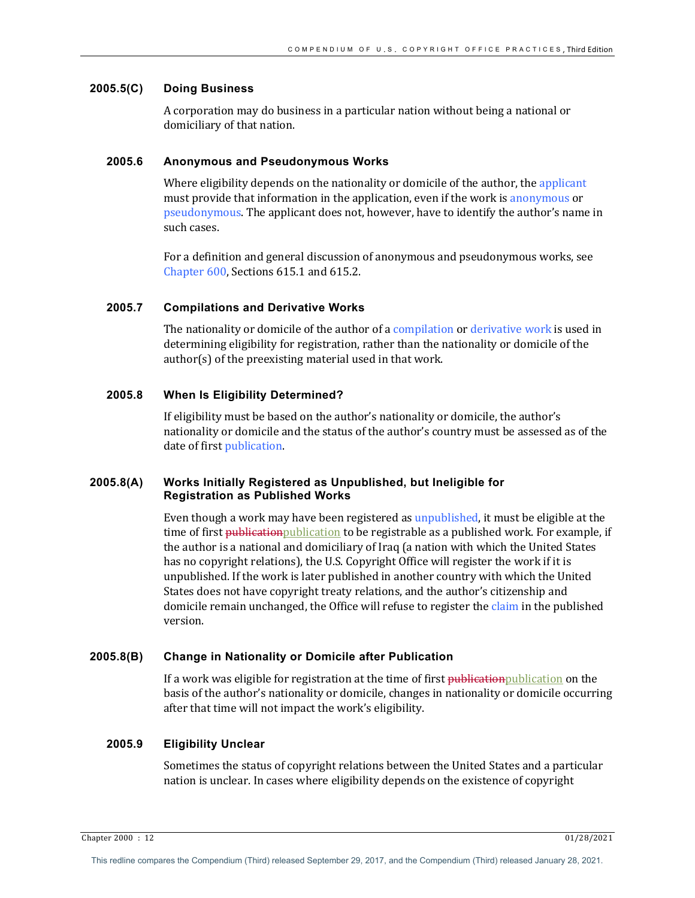### 2005.5(C) Doing Business

A corporation may do business in a particular nation without being a national or domiciliary of that nation.

### 2005.6 Anonymous and Pseudonymous Works

Where eligibility depends on the nationality or domicile of the author, the applicant must provide that information in the application, even if the work is anonymous or pseudonymous. The applicant does not, however, have to identify the author's name in such cases.

For a definition and general discussion of anonymous and pseudonymous works, see Chapter 600, Sections 615.1 and 615.2.

### 2005.7 Compilations and Derivative Works

The nationality or domicile of the author of a compilation or derivative work is used in determining eligibility for registration, rather than the nationality or domicile of the author(s) of the preexisting material used in that work.

### 2005.8 When Is Eligibility Determined?

If eligibility must be based on the author's nationality or domicile, the author's nationality or domicile and the status of the author's country must be assessed as of the date of first publication.

### 2005.8(A) Works Initially Registered as Unpublished, but Ineligible for Registration as Published Works

Even though a work may have been registered as unpublished, it must be eligible at the time of first ~~publication~~publication to be registrable as a published work. For example, if the author is a national and domiciliary of Iraq (a nation with which the United States has no copyright relations), the U.S. Copyright Office will register the work if it is unpublished. If the work is later published in another country with which the United States does not have copyright treaty relations, and the author's citizenship and domicile remain unchanged, the Office will refuse to register the claim in the published version.

### 2005.8(B) Change in Nationality or Domicile after Publication

If a work was eligible for registration at the time of first ~~publication~~publication on the basis of the author's nationality or domicile, changes in nationality or domicile occurring after that time will not impact the work's eligibility.

### 2005.9 Eligibility Unclear

Sometimes the status of copyright relations between the United States and a particular nation is unclear. In cases where eligibility depends on the existence of copyright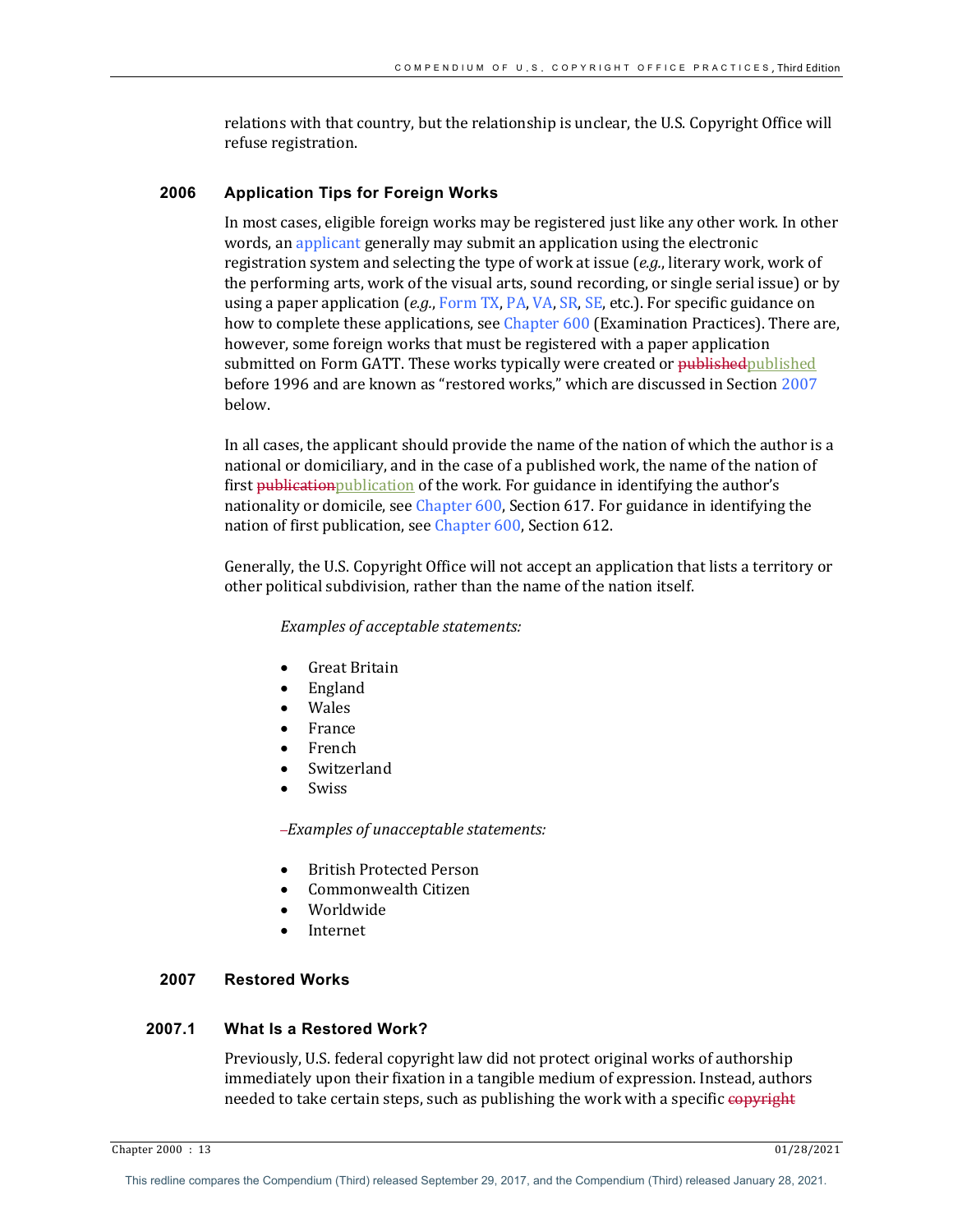relations with that country, but the relationship is unclear, the U.S. Copyright Office will refuse registration.

## 2006 Application Tips for Foreign Works

In most cases, eligible foreign works may be registered just like any other work. In other words, an applicant generally may submit an application using the electronic registration system and selecting the type of work at issue (*e.g.*, literary work, work of the performing arts, work of the visual arts, sound recording, or single serial issue) or by using a paper application (*e.g.*, Form TX, PA, VA, SR, SE, etc.). For specific guidance on how to complete these applications, see Chapter 600 (Examination Practices). There are, however, some foreign works that must be registered with a paper application submitted on Form GATT. These works typically were created or ~~published~~published before 1996 and are known as "restored works," which are discussed in Section 2007 below.

In all cases, the applicant should provide the name of the nation of which the author is a national or domiciliary, and in the case of a published work, the name of the nation of first ~~publication~~publication of the work. For guidance in identifying the author's nationality or domicile, see Chapter 600, Section 617. For guidance in identifying the nation of first publication, see Chapter 600, Section 612.

Generally, the U.S. Copyright Office will not accept an application that lists a territory or other political subdivision, rather than the name of the nation itself.

*Examples of acceptable statements:*

- Great Britain
- England
- Wales
- France
- French
- Switzerland
- Swiss

–*Examples of unacceptable statements:*

- British Protected Person
- Commonwealth Citizen
- Worldwide
- Internet

## 2007 Restored Works

### 2007.1 What Is a Restored Work?

Previously, U.S. federal copyright law did not protect original works of authorship immediately upon their fixation in a tangible medium of expression. Instead, authors needed to take certain steps, such as publishing the work with a specific ~~copyright~~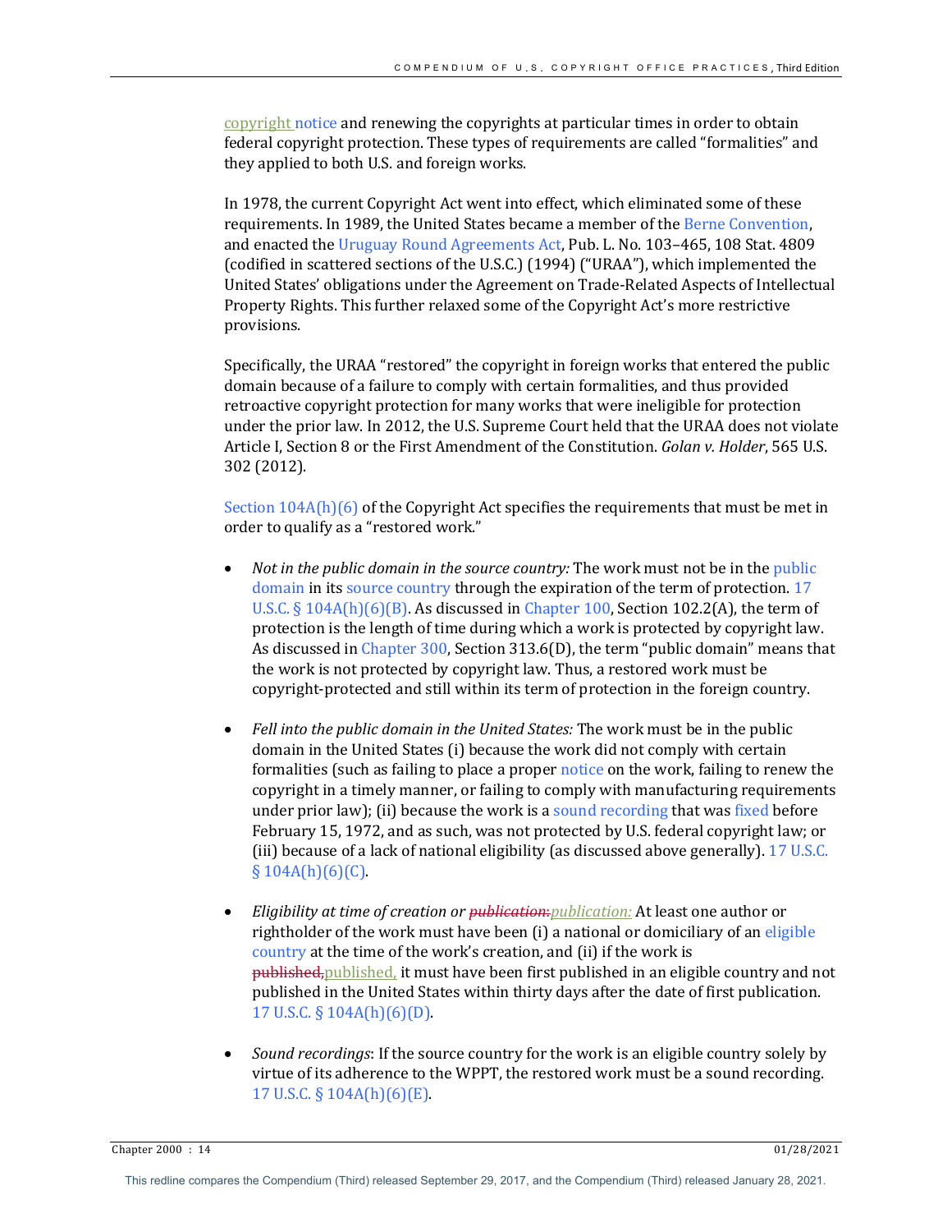copyright notice and renewing the copyrights at particular times in order to obtain federal copyright protection. These types of requirements are called "formalities" and they applied to both U.S. and foreign works.

In 1978, the current Copyright Act went into effect, which eliminated some of these requirements. In 1989, the United States became a member of the Berne Convention, and enacted the Uruguay Round Agreements Act, Pub. L. No. 103–465, 108 Stat. 4809 (codified in scattered sections of the U.S.C.) (1994) ("URAA"), which implemented the United States' obligations under the Agreement on Trade-Related Aspects of Intellectual Property Rights. This further relaxed some of the Copyright Act's more restrictive provisions.

Specifically, the URAA "restored" the copyright in foreign works that entered the public domain because of a failure to comply with certain formalities, and thus provided retroactive copyright protection for many works that were ineligible for protection under the prior law. In 2012, the U.S. Supreme Court held that the URAA does not violate Article I, Section 8 or the First Amendment of the Constitution. *Golan v. Holder*, 565 U.S. 302 (2012).

Section 104A(h)(6) of the Copyright Act specifies the requirements that must be met in order to qualify as a "restored work."

- *Not in the public domain in the source country:* The work must not be in the public domain in its source country through the expiration of the term of protection. 17 U.S.C. § 104A(h)(6)(B). As discussed in Chapter 100, Section 102.2(A), the term of protection is the length of time during which a work is protected by copyright law. As discussed in Chapter 300, Section 313.6(D), the term "public domain" means that the work is not protected by copyright law. Thus, a restored work must be copyright-protected and still within its term of protection in the foreign country.

- *Fell into the public domain in the United States:* The work must be in the public domain in the United States (i) because the work did not comply with certain formalities (such as failing to place a proper notice on the work, failing to renew the copyright in a timely manner, or failing to comply with manufacturing requirements under prior law); (ii) because the work is a sound recording that was fixed before February 15, 1972, and as such, was not protected by U.S. federal copyright law; or (iii) because of a lack of national eligibility (as discussed above generally). 17 U.S.C. § 104A(h)(6)(C).

- *Eligibility at time of creation or ~~publication:~~publication:* At least one author or rightholder of the work must have been (i) a national or domiciliary of an eligible country at the time of the work's creation, and (ii) if the work is ~~published,~~published, it must have been first published in an eligible country and not published in the United States within thirty days after the date of first publication. 17 U.S.C. § 104A(h)(6)(D).

- *Sound recordings*: If the source country for the work is an eligible country solely by virtue of its adherence to the WPPT, the restored work must be a sound recording. 17 U.S.C. § 104A(h)(6)(E).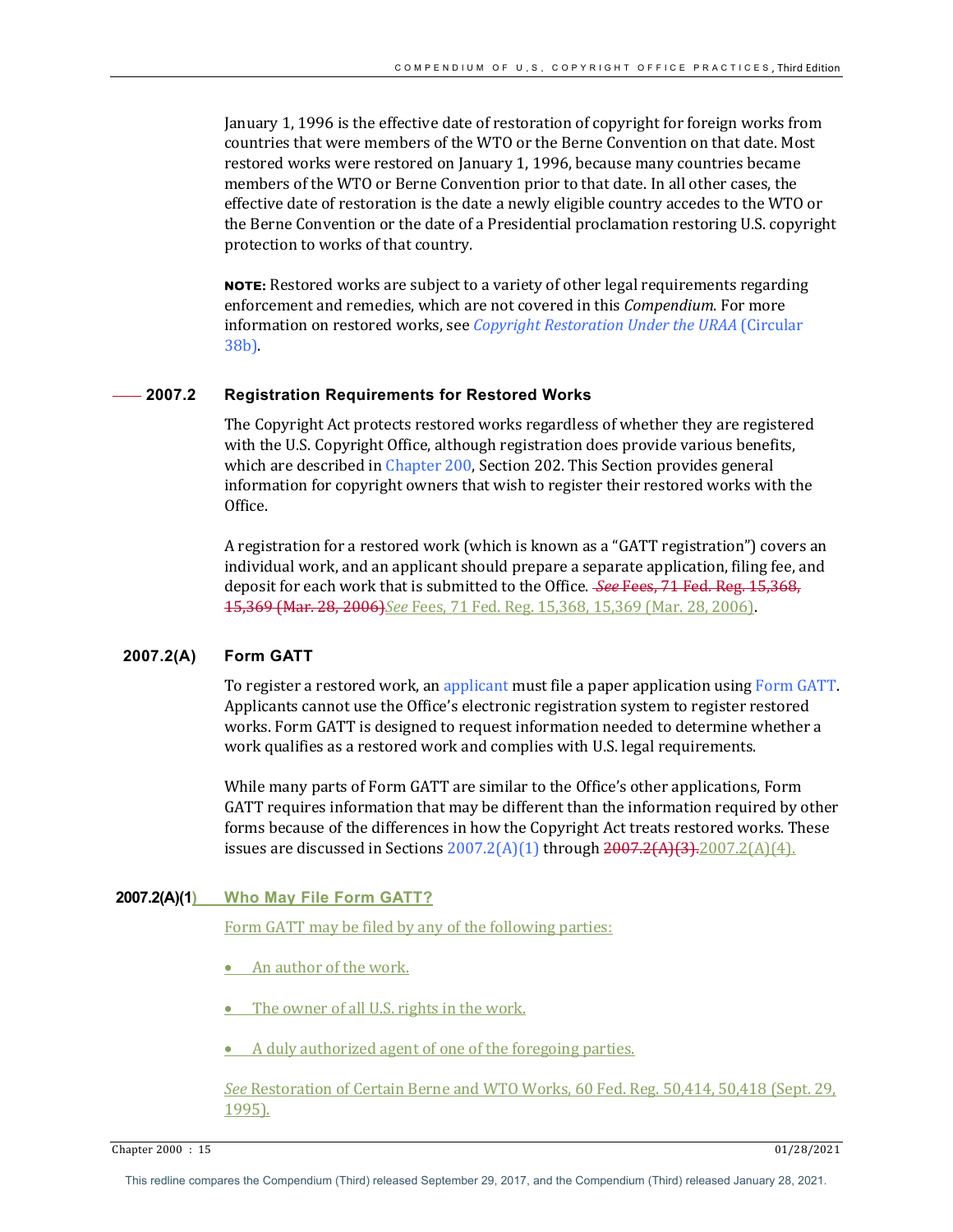January 1, 1996 is the effective date of restoration of copyright for foreign works from countries that were members of the WTO or the Berne Convention on that date. Most restored works were restored on January 1, 1996, because many countries became members of the WTO or Berne Convention prior to that date. In all other cases, the effective date of restoration is the date a newly eligible country accedes to the WTO or the Berne Convention or the date of a Presidential proclamation restoring U.S. copyright protection to works of that country.

**NOTE:** Restored works are subject to a variety of other legal requirements regarding enforcement and remedies, which are not covered in this *Compendium*. For more information on restored works, see *Copyright Restoration Under the URAA* (Circular 38b).

## 2007.2 Registration Requirements for Restored Works

The Copyright Act protects restored works regardless of whether they are registered with the U.S. Copyright Office, although registration does provide various benefits, which are described in Chapter 200, Section 202. This Section provides general information for copyright owners that wish to register their restored works with the Office.

A registration for a restored work (which is known as a "GATT registration") covers an individual work, and an applicant should prepare a separate application, filing fee, and deposit for each work that is submitted to the Office. ~~*See* Fees, 71 Fed. Reg. 15,368, 15,369 (Mar. 28, 2006)~~*See* Fees, 71 Fed. Reg. 15,368, 15,369 (Mar. 28, 2006).

### 2007.2(A) Form GATT

To register a restored work, an applicant must file a paper application using Form GATT. Applicants cannot use the Office's electronic registration system to register restored works. Form GATT is designed to request information needed to determine whether a work qualifies as a restored work and complies with U.S. legal requirements.

While many parts of Form GATT are similar to the Office's other applications, Form GATT requires information that may be different than the information required by other forms because of the differences in how the Copyright Act treats restored works. These issues are discussed in Sections 2007.2(A)(1) through ~~2007.2(A)(3).~~2007.2(A)(4).

#### 2007.2(A)(1) Who May File Form GATT?

Form GATT may be filed by any of the following parties:

- An author of the work.
- The owner of all U.S. rights in the work.
- A duly authorized agent of one of the foregoing parties.

*See* Restoration of Certain Berne and WTO Works, 60 Fed. Reg. 50,414, 50,418 (Sept. 29, 1995).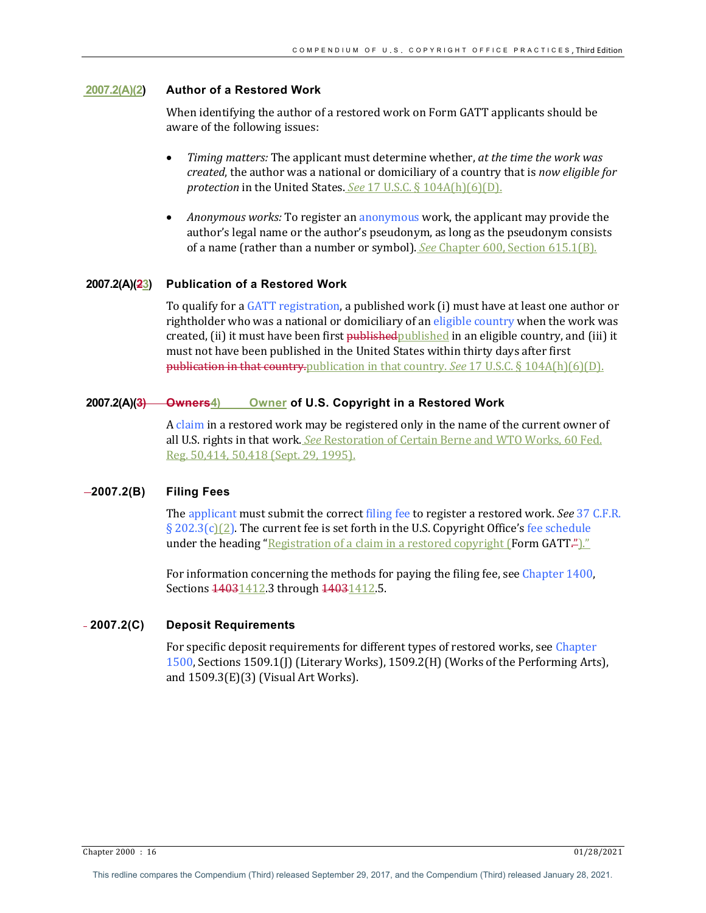### 2007.2(A)(2) Author of a Restored Work

When identifying the author of a restored work on Form GATT applicants should be aware of the following issues:

- *Timing matters:* The applicant must determine whether, *at the time the work was created*, the author was a national or domiciliary of a country that is *now eligible for protection* in the United States. *See* 17 U.S.C. § 104A(h)(6)(D).
- *Anonymous works:* To register an anonymous work, the applicant may provide the author's legal name or the author's pseudonym, as long as the pseudonym consists of a name (rather than a number or symbol). *See* Chapter 600, Section 615.1(B).

### 2007.2(A)(~~2~~3) Publication of a Restored Work

To qualify for a GATT registration, a published work (i) must have at least one author or rightholder who was a national or domiciliary of an eligible country when the work was created, (ii) it must have been first ~~published~~published in an eligible country, and (iii) it must not have been published in the United States within thirty days after first ~~publication in that country.~~publication in that country. *See* 17 U.S.C. § 104A(h)(6)(D).

### 2007.2(A)(~~3)~~ ~~Owners~~4) Owner of U.S. Copyright in a Restored Work

A claim in a restored work may be registered only in the name of the current owner of all U.S. rights in that work. *See* Restoration of Certain Berne and WTO Works, 60 Fed. Reg. 50,414, 50,418 (Sept. 29, 1995).

### 2007.2(B) Filing Fees

The applicant must submit the correct filing fee to register a restored work. *See* 37 C.F.R. § 202.3(c)(2). The current fee is set forth in the U.S. Copyright Office's fee schedule under the heading "Registration of a claim in a restored copyright (Form GATT.~~"~~)."

For information concerning the methods for paying the filing fee, see Chapter 1400, Sections ~~1403~~1412.3 through ~~1403~~1412.5.

### 2007.2(C) Deposit Requirements

For specific deposit requirements for different types of restored works, see Chapter 1500, Sections 1509.1(J) (Literary Works), 1509.2(H) (Works of the Performing Arts), and 1509.3(E)(3) (Visual Art Works).

This redline compares the Compendium (Third) released September 29, 2017, and the Compendium (Third) released January 28, 2021.